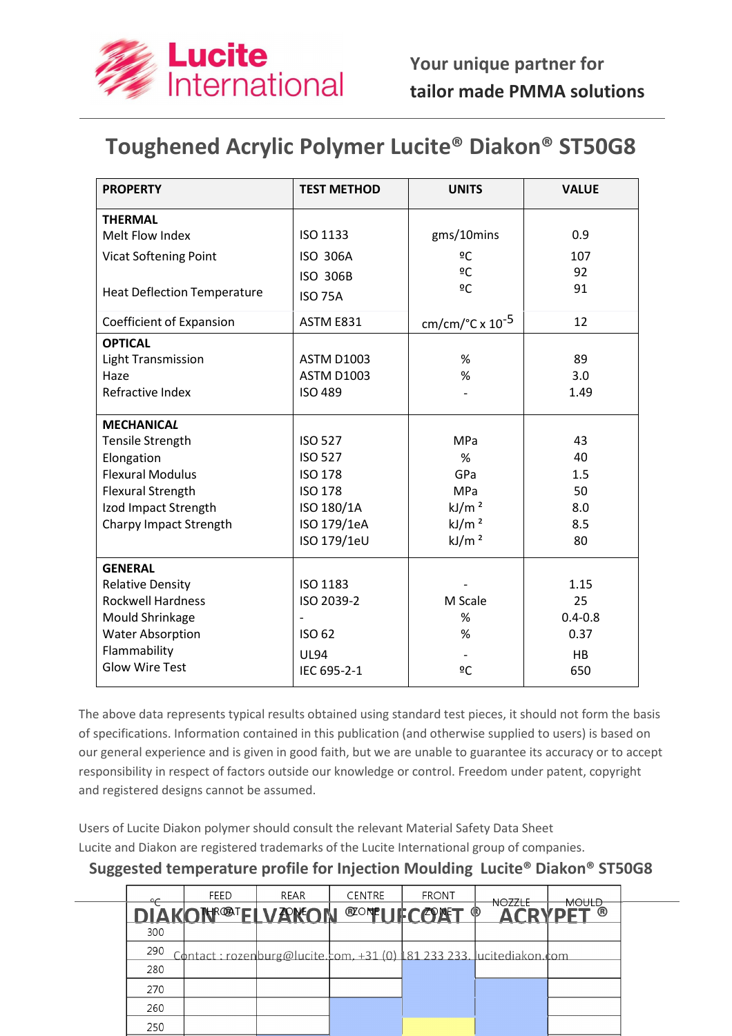**Lucite International**

Your unique partner for tailor made PMMA solutions

# Toughened Acrylic Polymer Lucite® Diakon® ST50G8

| PROPERTY | TEST METHOD | UNITS | VALUE |
|---|---|---|---|
| **THERMAL** | | | |
| Melt Flow Index | ISO 1133 | gms/10mins | 0.9 |
| Vicat Softening Point | ISO 306A | ºC | 107 |
| | ISO 306B | ºC | 92 |
| Heat Deflection Temperature | ISO 75A | ºC | 91 |
| Coefficient of Expansion | ASTM E831 | cm/cm/°C x $10^{-5}$ | 12 |
| **OPTICAL** | | | |
| Light Transmission | ASTM D1003 | % | 89 |
| Haze | ASTM D1003 | % | 3.0 |
| Refractive Index | ISO 489 | - | 1.49 |
| **MECHANICAL** | | | |
| Tensile Strength | ISO 527 | MPa | 43 |
| Elongation | ISO 527 | % | 40 |
| Flexural Modulus | ISO 178 | GPa | 1.5 |
| Flexural Strength | ISO 178 | MPa | 50 |
| Izod Impact Strength | ISO 180/1A | kJ/m ² | 8.0 |
| Charpy Impact Strength | ISO 179/1eA | kJ/m ² | 8.5 |
| | ISO 179/1eU | kJ/m ² | 80 |
| **GENERAL** | | | |
| Relative Density | ISO 1183 | - | 1.15 |
| Rockwell Hardness | ISO 2039-2 | M Scale | 25 |
| Mould Shrinkage | - | % | 0.4-0.8 |
| Water Absorption | ISO 62 | % | 0.37 |
| Flammability | UL94 | - | HB |
| Glow Wire Test | IEC 695-2-1 | ºC | 650 |

The above data represents typical results obtained using standard test pieces, it should not form the basis of specifications. Information contained in this publication (and otherwise supplied to users) is based on our general experience and is given in good faith, but we are unable to guarantee its accuracy or to accept responsibility in respect of factors outside our knowledge or control. Freedom under patent, copyright and registered designs cannot be assumed.

Users of Lucite Diakon polymer should consult the relevant Material Safety Data Sheet
Lucite and Diakon are registered trademarks of the Lucite International group of companies.

## Suggested temperature profile for Injection Moulding Lucite® Diakon® ST50G8

| ºC | FEED THROAT | REAR ZONE | CENTRE ZONE | FRONT ZONE | NOZZLE | MOULD |
|---|---|---|---|---|---|---|
| 300 | | | | | | |
| 290 | | | | | | |
| 280 | | | | | | |
| 270 | | | | | | |
| 260 | | | | | | |
| 250 | | | | | | |

DIAKON® ELVAKON® TUFCOAT® ACRYPET®

Contact : rozenburg@lucite.com, +31 (0) 181 233 233, lucitediakon.com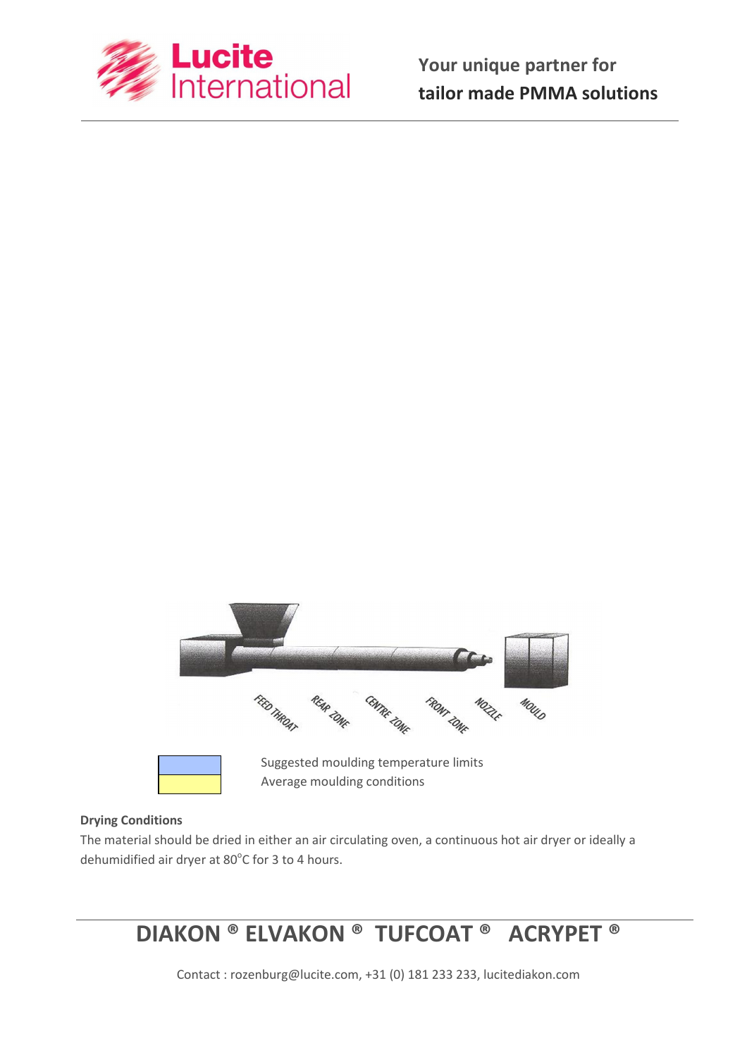FEED THROAT

REAR ZONE

CENTRE ZONE

FRONT ZONE

NOZZLE

MOULD

Suggested moulding temperature limits

Average moulding conditions

**Drying Conditions**

The material should be dried in either an air circulating oven, a continuous hot air dryer or ideally a dehumidified air dryer at 80°C for 3 to 4 hours.